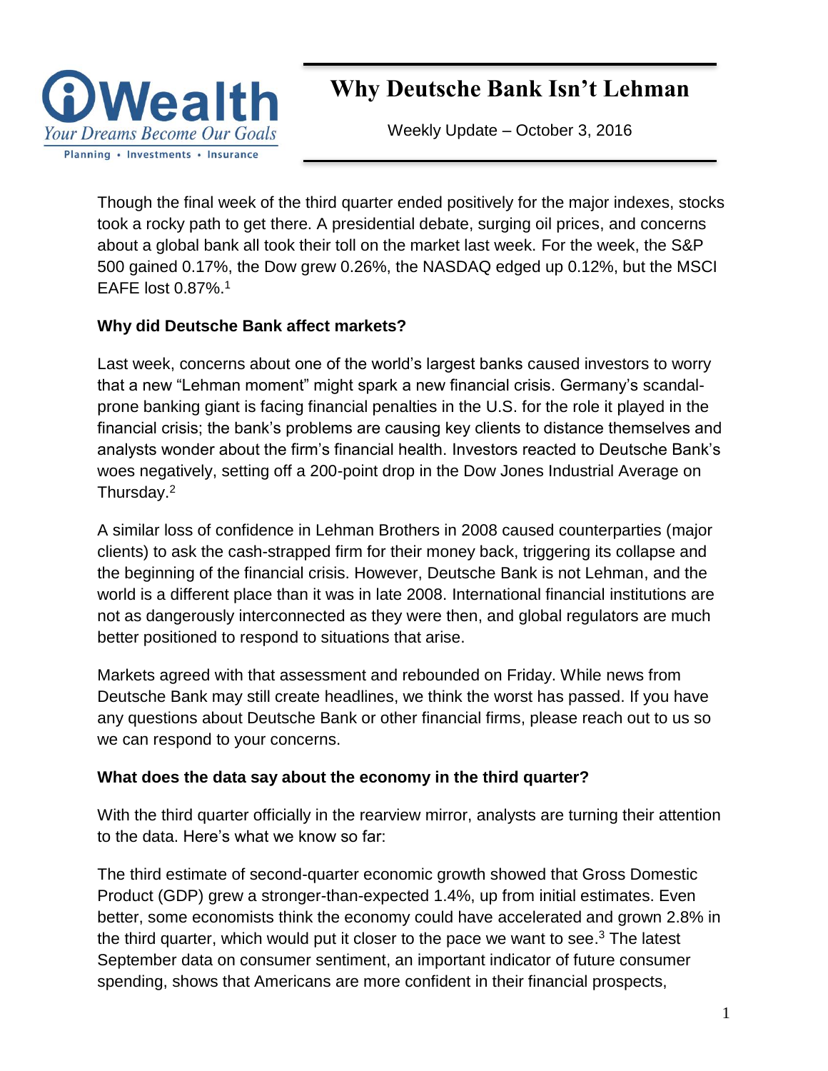iWealth
Your Dreams Become Our Goals
Planning • Investments • Insurance

# Why Deutsche Bank Isn't Lehman

Weekly Update – October 3, 2016

Though the final week of the third quarter ended positively for the major indexes, stocks took a rocky path to get there. A presidential debate, surging oil prices, and concerns about a global bank all took their toll on the market last week. For the week, the S&P 500 gained 0.17%, the Dow grew 0.26%, the NASDAQ edged up 0.12%, but the MSCI EAFE lost 0.87%.[1]

**Why did Deutsche Bank affect markets?**

Last week, concerns about one of the world's largest banks caused investors to worry that a new "Lehman moment" might spark a new financial crisis. Germany's scandal-prone banking giant is facing financial penalties in the U.S. for the role it played in the financial crisis; the bank's problems are causing key clients to distance themselves and analysts wonder about the firm's financial health. Investors reacted to Deutsche Bank's woes negatively, setting off a 200-point drop in the Dow Jones Industrial Average on Thursday.[2]

A similar loss of confidence in Lehman Brothers in 2008 caused counterparties (major clients) to ask the cash-strapped firm for their money back, triggering its collapse and the beginning of the financial crisis. However, Deutsche Bank is not Lehman, and the world is a different place than it was in late 2008. International financial institutions are not as dangerously interconnected as they were then, and global regulators are much better positioned to respond to situations that arise.

Markets agreed with that assessment and rebounded on Friday. While news from Deutsche Bank may still create headlines, we think the worst has passed. If you have any questions about Deutsche Bank or other financial firms, please reach out to us so we can respond to your concerns.

**What does the data say about the economy in the third quarter?**

With the third quarter officially in the rearview mirror, analysts are turning their attention to the data. Here's what we know so far:

The third estimate of second-quarter economic growth showed that Gross Domestic Product (GDP) grew a stronger-than-expected 1.4%, up from initial estimates. Even better, some economists think the economy could have accelerated and grown 2.8% in the third quarter, which would put it closer to the pace we want to see.[3] The latest September data on consumer sentiment, an important indicator of future consumer spending, shows that Americans are more confident in their financial prospects,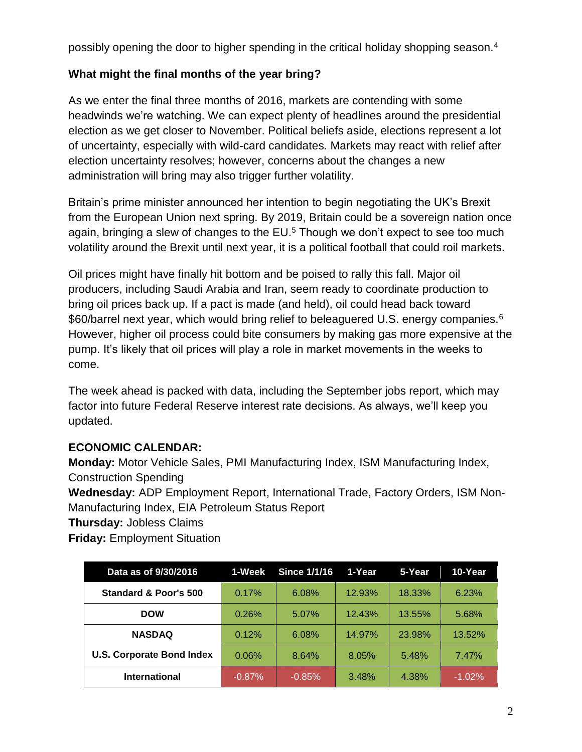possibly opening the door to higher spending in the critical holiday shopping season.[4]

**What might the final months of the year bring?**

As we enter the final three months of 2016, markets are contending with some headwinds we're watching. We can expect plenty of headlines around the presidential election as we get closer to November. Political beliefs aside, elections represent a lot of uncertainty, especially with wild-card candidates. Markets may react with relief after election uncertainty resolves; however, concerns about the changes a new administration will bring may also trigger further volatility.

Britain's prime minister announced her intention to begin negotiating the UK's Brexit from the European Union next spring. By 2019, Britain could be a sovereign nation once again, bringing a slew of changes to the EU.[5] Though we don't expect to see too much volatility around the Brexit until next year, it is a political football that could roil markets.

Oil prices might have finally hit bottom and be poised to rally this fall. Major oil producers, including Saudi Arabia and Iran, seem ready to coordinate production to bring oil prices back up. If a pact is made (and held), oil could head back toward $60/barrel next year, which would bring relief to beleaguered U.S. energy companies.[6] However, higher oil process could bite consumers by making gas more expensive at the pump. It's likely that oil prices will play a role in market movements in the weeks to come.

The week ahead is packed with data, including the September jobs report, which may factor into future Federal Reserve interest rate decisions. As always, we'll keep you updated.

**ECONOMIC CALENDAR:**

**Monday:** Motor Vehicle Sales, PMI Manufacturing Index, ISM Manufacturing Index, Construction Spending
**Wednesday:** ADP Employment Report, International Trade, Factory Orders, ISM Non-Manufacturing Index, EIA Petroleum Status Report
**Thursday:** Jobless Claims
**Friday:** Employment Situation

| Data as of 9/30/2016 | 1-Week | Since 1/1/16 | 1-Year | 5-Year | 10-Year |
|---|---|---|---|---|---|
| Standard & Poor's 500 | 0.17% | 6.08% | 12.93% | 18.33% | 6.23% |
| DOW | 0.26% | 5.07% | 12.43% | 13.55% | 5.68% |
| NASDAQ | 0.12% | 6.08% | 14.97% | 23.98% | 13.52% |
| U.S. Corporate Bond Index | 0.06% | 8.64% | 8.05% | 5.48% | 7.47% |
| International | -0.87% | -0.85% | 3.48% | 4.38% | -1.02% |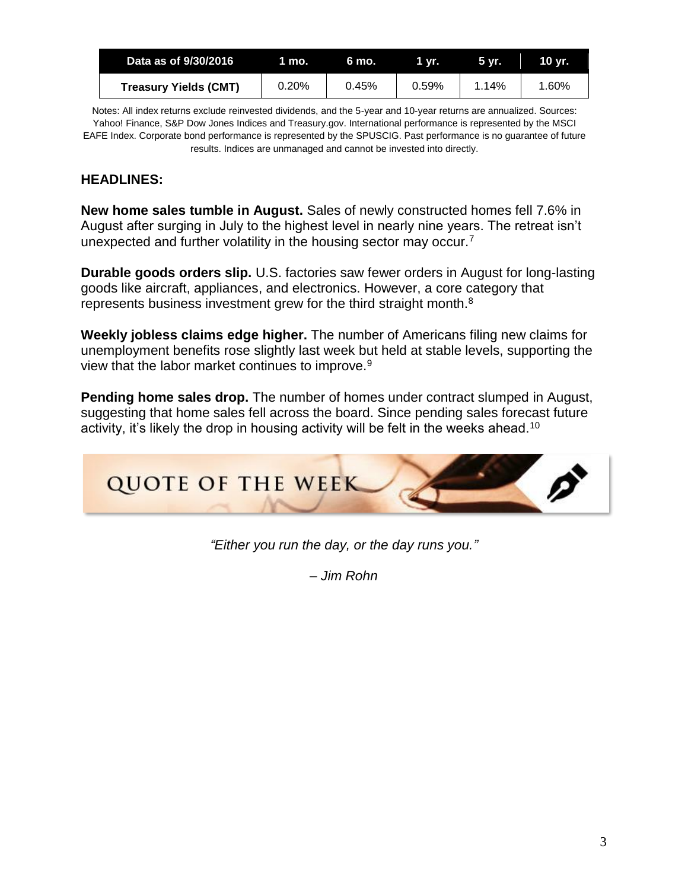| Data as of 9/30/2016 | 1 mo. | 6 mo. | 1 yr. | 5 yr. | 10 yr. |
|---|---|---|---|---|---|
| **Treasury Yields (CMT)** | 0.20% | 0.45% | 0.59% | 1.14% | 1.60% |

Notes: All index returns exclude reinvested dividends, and the 5-year and 10-year returns are annualized. Sources: Yahoo! Finance, S&P Dow Jones Indices and Treasury.gov. International performance is represented by the MSCI EAFE Index. Corporate bond performance is represented by the SPUSCIG. Past performance is no guarantee of future results. Indices are unmanaged and cannot be invested into directly.

**HEADLINES:**

**New home sales tumble in August.** Sales of newly constructed homes fell 7.6% in August after surging in July to the highest level in nearly nine years. The retreat isn't unexpected and further volatility in the housing sector may occur.[7]

**Durable goods orders slip.** U.S. factories saw fewer orders in August for long-lasting goods like aircraft, appliances, and electronics. However, a core category that represents business investment grew for the third straight month.[8]

**Weekly jobless claims edge higher.** The number of Americans filing new claims for unemployment benefits rose slightly last week but held at stable levels, supporting the view that the labor market continues to improve.[9]

**Pending home sales drop.** The number of homes under contract slumped in August, suggesting that home sales fell across the board. Since pending sales forecast future activity, it's likely the drop in housing activity will be felt in the weeks ahead.[10]

## QUOTE OF THE WEEK

*"Either you run the day, or the day runs you."*

*– Jim Rohn*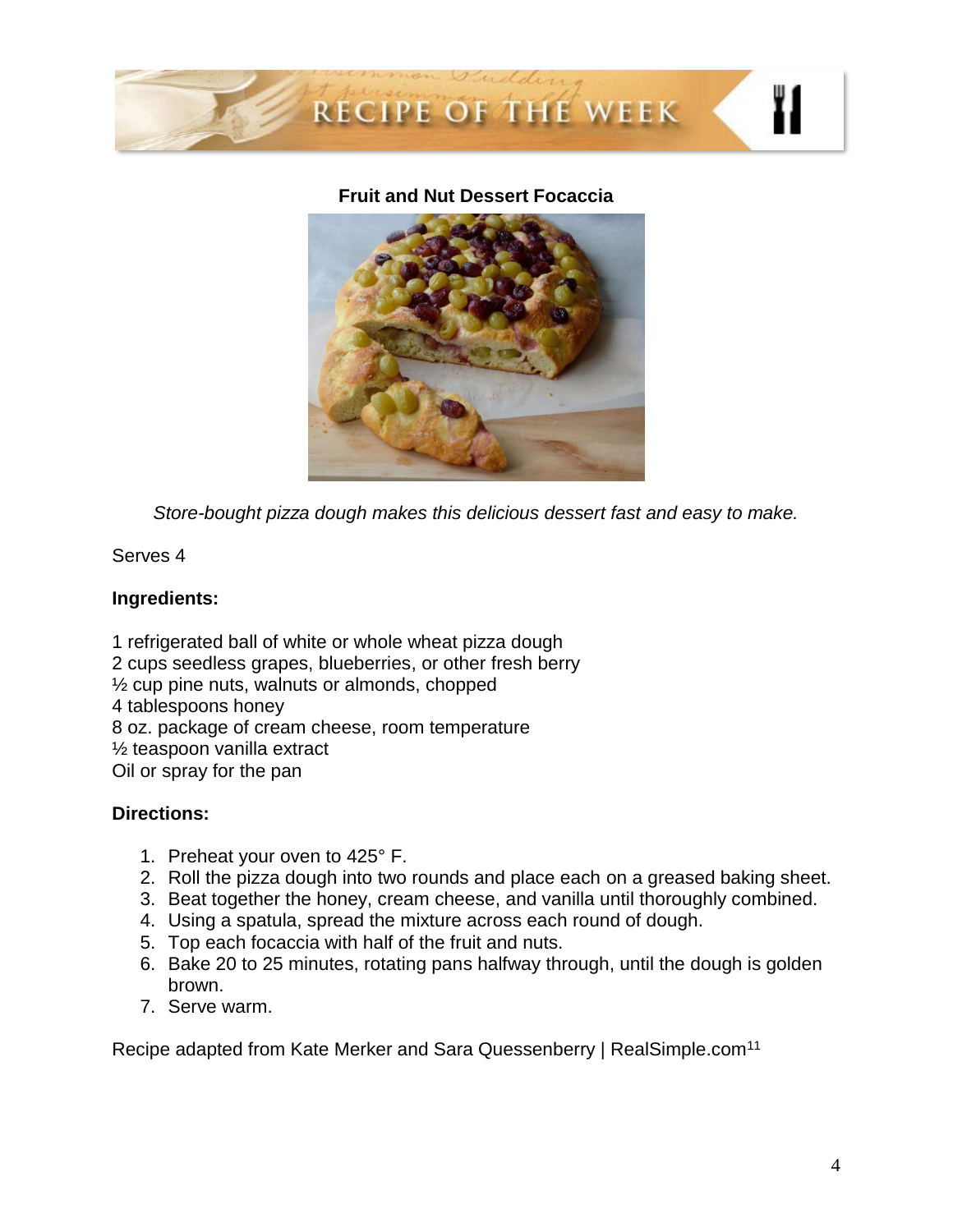# RECIPE OF THE WEEK

## Fruit and Nut Dessert Focaccia

*Store-bought pizza dough makes this delicious dessert fast and easy to make.*

Serves 4

**Ingredients:**

1 refrigerated ball of white or whole wheat pizza dough
2 cups seedless grapes, blueberries, or other fresh berry
½ cup pine nuts, walnuts or almonds, chopped
4 tablespoons honey
8 oz. package of cream cheese, room temperature
½ teaspoon vanilla extract
Oil or spray for the pan

**Directions:**

1. Preheat your oven to 425° F.
2. Roll the pizza dough into two rounds and place each on a greased baking sheet.
3. Beat together the honey, cream cheese, and vanilla until thoroughly combined.
4. Using a spatula, spread the mixture across each round of dough.
5. Top each focaccia with half of the fruit and nuts.
6. Bake 20 to 25 minutes, rotating pans halfway through, until the dough is golden brown.
7. Serve warm.

Recipe adapted from Kate Merker and Sara Quessenberry | RealSimple.com[11]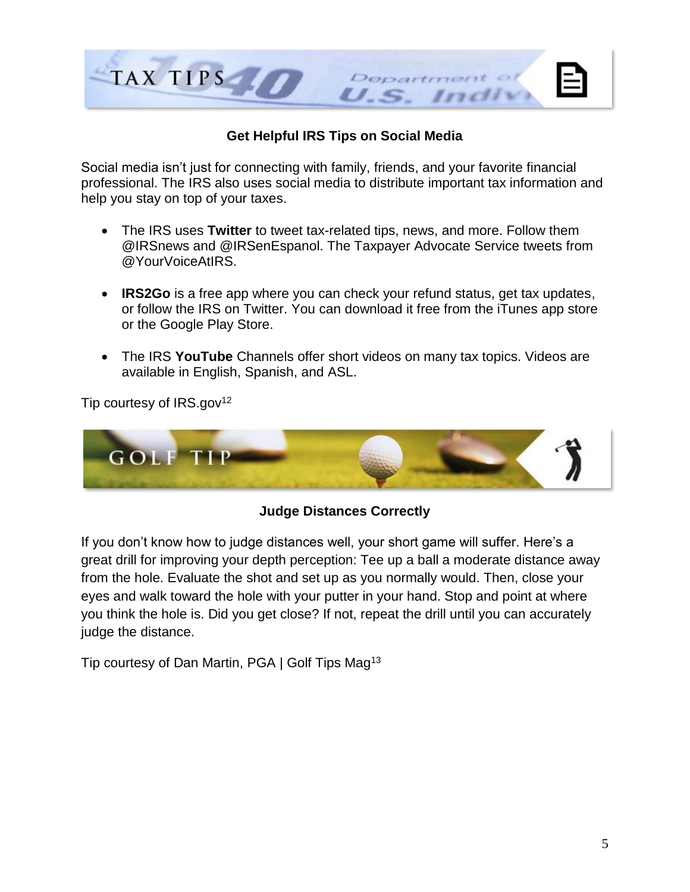## TAX TIPS

### Get Helpful IRS Tips on Social Media

Social media isn't just for connecting with family, friends, and your favorite financial professional. The IRS also uses social media to distribute important tax information and help you stay on top of your taxes.

- The IRS uses **Twitter** to tweet tax-related tips, news, and more. Follow them @IRSnews and @IRSenEspanol. The Taxpayer Advocate Service tweets from @YourVoiceAtIRS.
- **IRS2Go** is a free app where you can check your refund status, get tax updates, or follow the IRS on Twitter. You can download it free from the iTunes app store or the Google Play Store.
- The IRS **YouTube** Channels offer short videos on many tax topics. Videos are available in English, Spanish, and ASL.

Tip courtesy of IRS.gov[12]

## GOLF TIP

### Judge Distances Correctly

If you don't know how to judge distances well, your short game will suffer. Here's a great drill for improving your depth perception: Tee up a ball a moderate distance away from the hole. Evaluate the shot and set up as you normally would. Then, close your eyes and walk toward the hole with your putter in your hand. Stop and point at where you think the hole is. Did you get close? If not, repeat the drill until you can accurately judge the distance.

Tip courtesy of Dan Martin, PGA | Golf Tips Mag[13]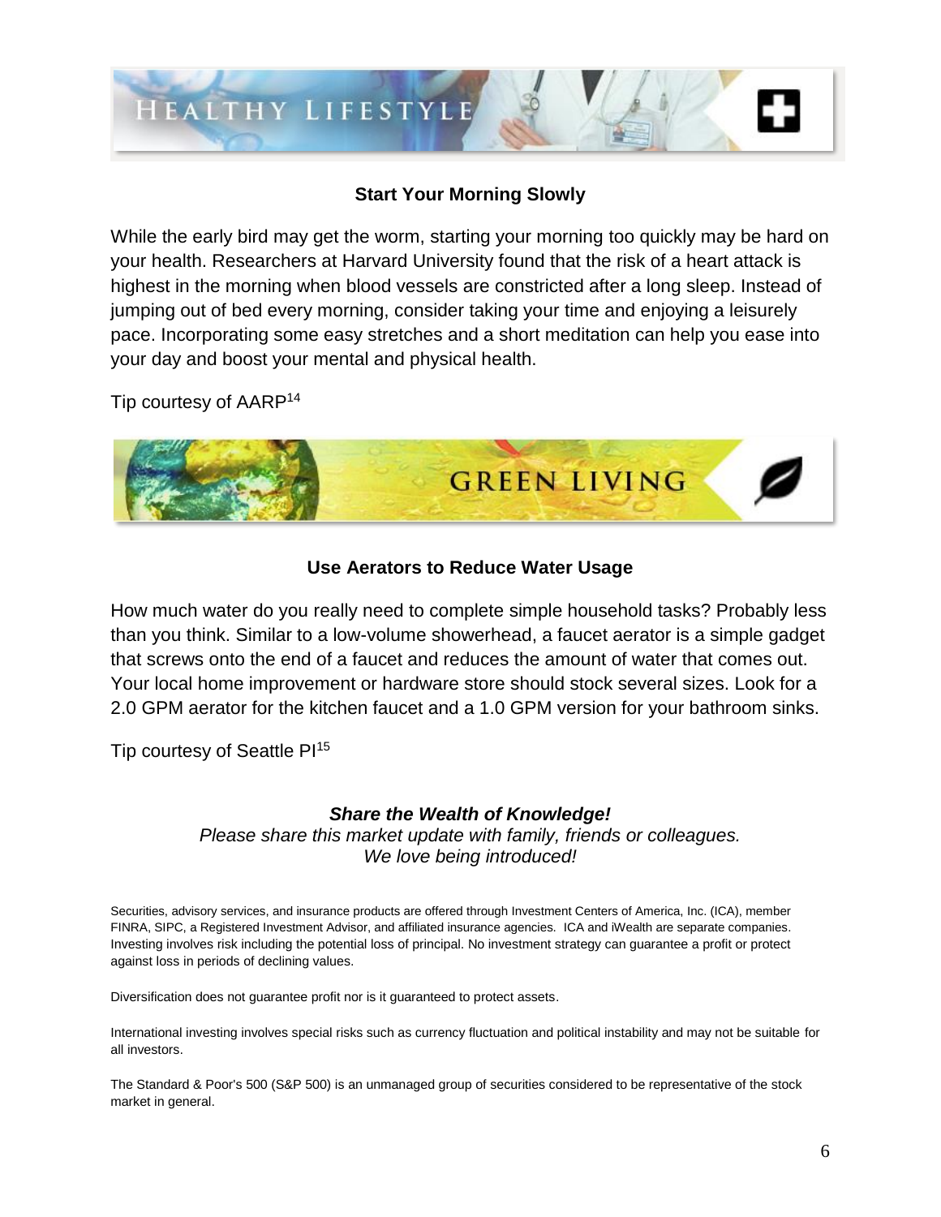# HEALTHY LIFESTYLE

### Start Your Morning Slowly

While the early bird may get the worm, starting your morning too quickly may be hard on your health. Researchers at Harvard University found that the risk of a heart attack is highest in the morning when blood vessels are constricted after a long sleep. Instead of jumping out of bed every morning, consider taking your time and enjoying a leisurely pace. Incorporating some easy stretches and a short meditation can help you ease into your day and boost your mental and physical health.

Tip courtesy of AARP[14]

# GREEN LIVING

### Use Aerators to Reduce Water Usage

How much water do you really need to complete simple household tasks? Probably less than you think. Similar to a low-volume showerhead, a faucet aerator is a simple gadget that screws onto the end of a faucet and reduces the amount of water that comes out. Your local home improvement or hardware store should stock several sizes. Look for a 2.0 GPM aerator for the kitchen faucet and a 1.0 GPM version for your bathroom sinks.

Tip courtesy of Seattle PI[15]

***Share the Wealth of Knowledge!***
*Please share this market update with family, friends or colleagues.*
*We love being introduced!*

Securities, advisory services, and insurance products are offered through Investment Centers of America, Inc. (ICA), member FINRA, SIPC, a Registered Investment Advisor, and affiliated insurance agencies. ICA and iWealth are separate companies. Investing involves risk including the potential loss of principal. No investment strategy can guarantee a profit or protect against loss in periods of declining values.

Diversification does not guarantee profit nor is it guaranteed to protect assets.

International investing involves special risks such as currency fluctuation and political instability and may not be suitable for all investors.

The Standard & Poor's 500 (S&P 500) is an unmanaged group of securities considered to be representative of the stock market in general.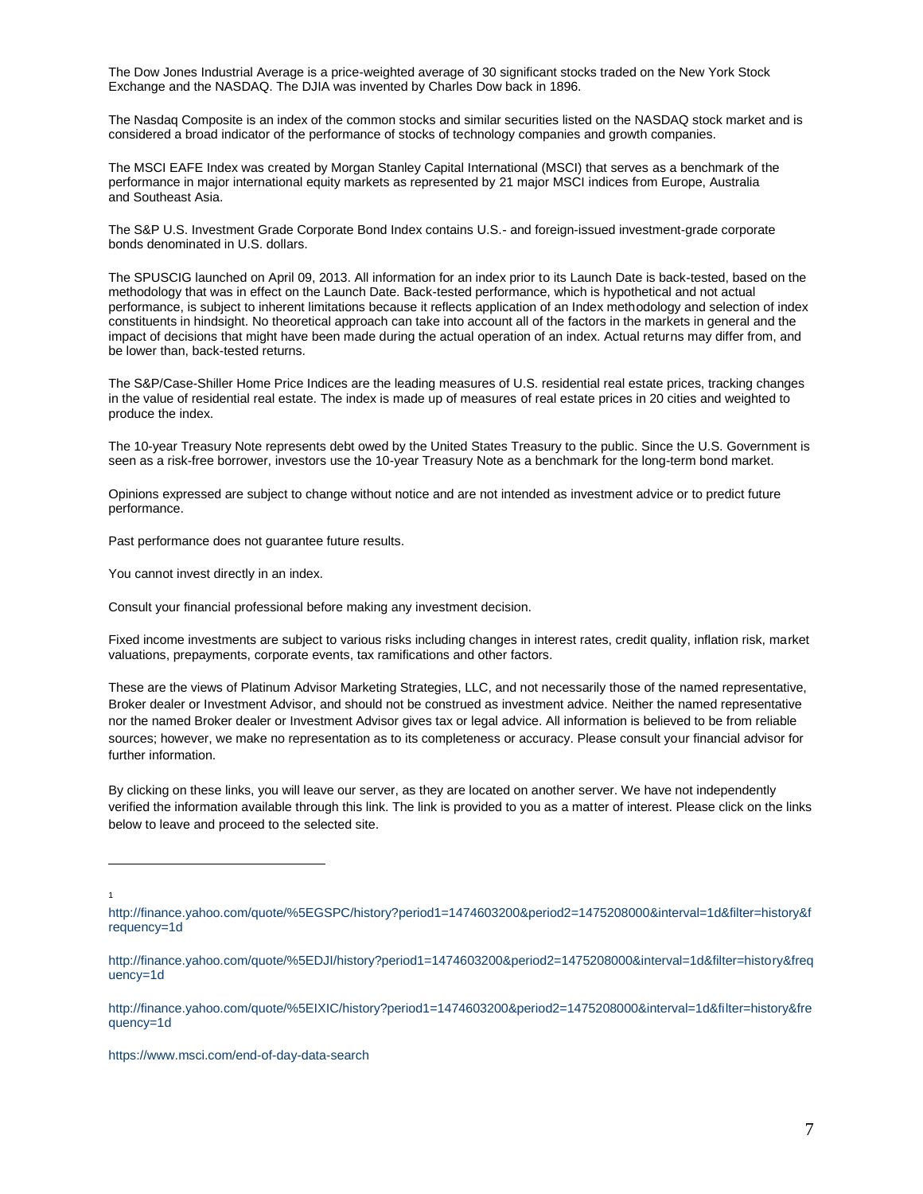The Dow Jones Industrial Average is a price-weighted average of 30 significant stocks traded on the New York Stock Exchange and the NASDAQ. The DJIA was invented by Charles Dow back in 1896.

The Nasdaq Composite is an index of the common stocks and similar securities listed on the NASDAQ stock market and is considered a broad indicator of the performance of stocks of technology companies and growth companies.

The MSCI EAFE Index was created by Morgan Stanley Capital International (MSCI) that serves as a benchmark of the performance in major international equity markets as represented by 21 major MSCI indices from Europe, Australia and Southeast Asia.

The S&P U.S. Investment Grade Corporate Bond Index contains U.S.- and foreign-issued investment-grade corporate bonds denominated in U.S. dollars.

The SPUSCIG launched on April 09, 2013. All information for an index prior to its Launch Date is back-tested, based on the methodology that was in effect on the Launch Date. Back-tested performance, which is hypothetical and not actual performance, is subject to inherent limitations because it reflects application of an Index methodology and selection of index constituents in hindsight. No theoretical approach can take into account all of the factors in the markets in general and the impact of decisions that might have been made during the actual operation of an index. Actual returns may differ from, and be lower than, back-tested returns.

The S&P/Case-Shiller Home Price Indices are the leading measures of U.S. residential real estate prices, tracking changes in the value of residential real estate. The index is made up of measures of real estate prices in 20 cities and weighted to produce the index.

The 10-year Treasury Note represents debt owed by the United States Treasury to the public. Since the U.S. Government is seen as a risk-free borrower, investors use the 10-year Treasury Note as a benchmark for the long-term bond market.

Opinions expressed are subject to change without notice and are not intended as investment advice or to predict future performance.

Past performance does not guarantee future results.

You cannot invest directly in an index.

Consult your financial professional before making any investment decision.

Fixed income investments are subject to various risks including changes in interest rates, credit quality, inflation risk, market valuations, prepayments, corporate events, tax ramifications and other factors.

These are the views of Platinum Advisor Marketing Strategies, LLC, and not necessarily those of the named representative, Broker dealer or Investment Advisor, and should not be construed as investment advice. Neither the named representative nor the named Broker dealer or Investment Advisor gives tax or legal advice. All information is believed to be from reliable sources; however, we make no representation as to its completeness or accuracy. Please consult your financial advisor for further information.

By clicking on these links, you will leave our server, as they are located on another server. We have not independently verified the information available through this link. The link is provided to you as a matter of interest. Please click on the links below to leave and proceed to the selected site.

---

[1]

http://finance.yahoo.com/quote/%5EGSPC/history?period1=1474603200&period2=1475208000&interval=1d&filter=history&frequency=1d

http://finance.yahoo.com/quote/%5EDJI/history?period1=1474603200&period2=1475208000&interval=1d&filter=history&frequency=1d

http://finance.yahoo.com/quote/%5EIXIC/history?period1=1474603200&period2=1475208000&interval=1d&filter=history&frequency=1d

https://www.msci.com/end-of-day-data-search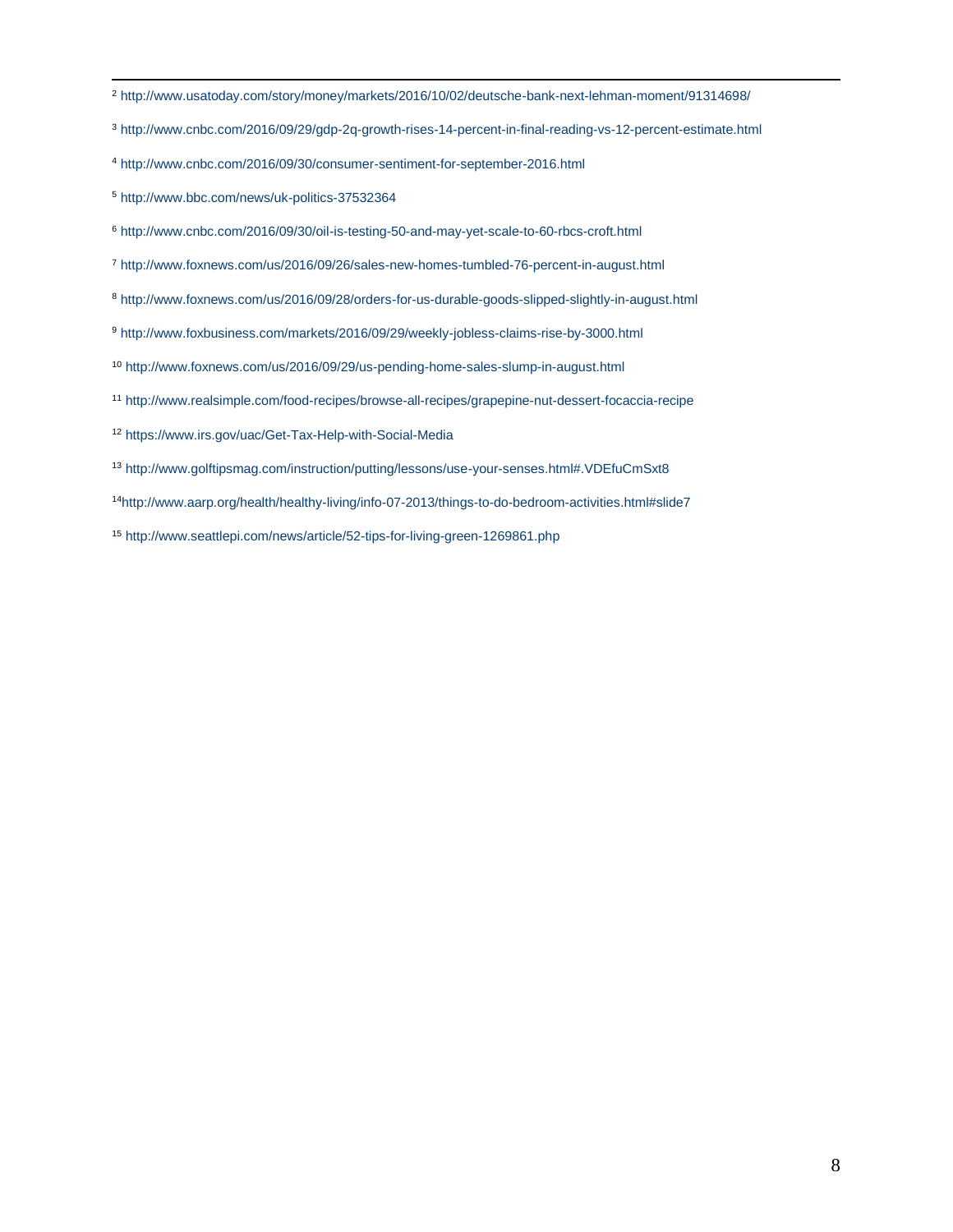[2] http://www.usatoday.com/story/money/markets/2016/10/02/deutsche-bank-next-lehman-moment/91314698/

[3] http://www.cnbc.com/2016/09/29/gdp-2q-growth-rises-14-percent-in-final-reading-vs-12-percent-estimate.html

[4] http://www.cnbc.com/2016/09/30/consumer-sentiment-for-september-2016.html

[5] http://www.bbc.com/news/uk-politics-37532364

[6] http://www.cnbc.com/2016/09/30/oil-is-testing-50-and-may-yet-scale-to-60-rbcs-croft.html

[7] http://www.foxnews.com/us/2016/09/26/sales-new-homes-tumbled-76-percent-in-august.html

[8] http://www.foxnews.com/us/2016/09/28/orders-for-us-durable-goods-slipped-slightly-in-august.html

[9] http://www.foxbusiness.com/markets/2016/09/29/weekly-jobless-claims-rise-by-3000.html

[10] http://www.foxnews.com/us/2016/09/29/us-pending-home-sales-slump-in-august.html

[11] http://www.realsimple.com/food-recipes/browse-all-recipes/grapepine-nut-dessert-focaccia-recipe

[12] https://www.irs.gov/uac/Get-Tax-Help-with-Social-Media

[13] http://www.golftipsmag.com/instruction/putting/lessons/use-your-senses.html#.VDEfuCmSxt8

[14] http://www.aarp.org/health/healthy-living/info-07-2013/things-to-do-bedroom-activities.html#slide7

[15] http://www.seattlepi.com/news/article/52-tips-for-living-green-1269861.php